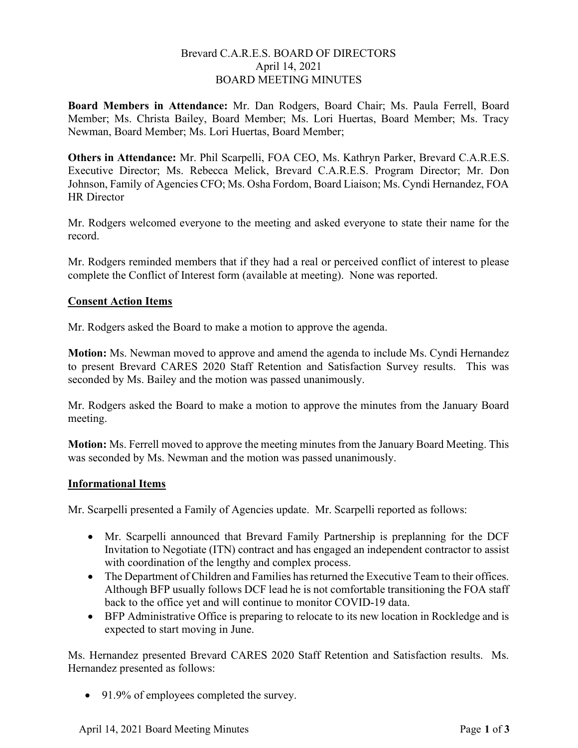Brevard C.A.R.E.S. BOARD OF DIRECTORS
April 14, 2021
BOARD MEETING MINUTES

**Board Members in Attendance:** Mr. Dan Rodgers, Board Chair; Ms. Paula Ferrell, Board Member; Ms. Christa Bailey, Board Member; Ms. Lori Huertas, Board Member; Ms. Tracy Newman, Board Member; Ms. Lori Huertas, Board Member;

**Others in Attendance:** Mr. Phil Scarpelli, FOA CEO, Ms. Kathryn Parker, Brevard C.A.R.E.S. Executive Director; Ms. Rebecca Melick, Brevard C.A.R.E.S. Program Director; Mr. Don Johnson, Family of Agencies CFO; Ms. Osha Fordom, Board Liaison; Ms. Cyndi Hernandez, FOA HR Director

Mr. Rodgers welcomed everyone to the meeting and asked everyone to state their name for the record.

Mr. Rodgers reminded members that if they had a real or perceived conflict of interest to please complete the Conflict of Interest form (available at meeting). None was reported.

## Consent Action Items

Mr. Rodgers asked the Board to make a motion to approve the agenda.

**Motion:** Ms. Newman moved to approve and amend the agenda to include Ms. Cyndi Hernandez to present Brevard CARES 2020 Staff Retention and Satisfaction Survey results. This was seconded by Ms. Bailey and the motion was passed unanimously.

Mr. Rodgers asked the Board to make a motion to approve the minutes from the January Board meeting.

**Motion:** Ms. Ferrell moved to approve the meeting minutes from the January Board Meeting. This was seconded by Ms. Newman and the motion was passed unanimously.

## Informational Items

Mr. Scarpelli presented a Family of Agencies update. Mr. Scarpelli reported as follows:

- Mr. Scarpelli announced that Brevard Family Partnership is preplanning for the DCF Invitation to Negotiate (ITN) contract and has engaged an independent contractor to assist with coordination of the lengthy and complex process.
- The Department of Children and Families has returned the Executive Team to their offices. Although BFP usually follows DCF lead he is not comfortable transitioning the FOA staff back to the office yet and will continue to monitor COVID-19 data.
- BFP Administrative Office is preparing to relocate to its new location in Rockledge and is expected to start moving in June.

Ms. Hernandez presented Brevard CARES 2020 Staff Retention and Satisfaction results. Ms. Hernandez presented as follows:

- 91.9% of employees completed the survey.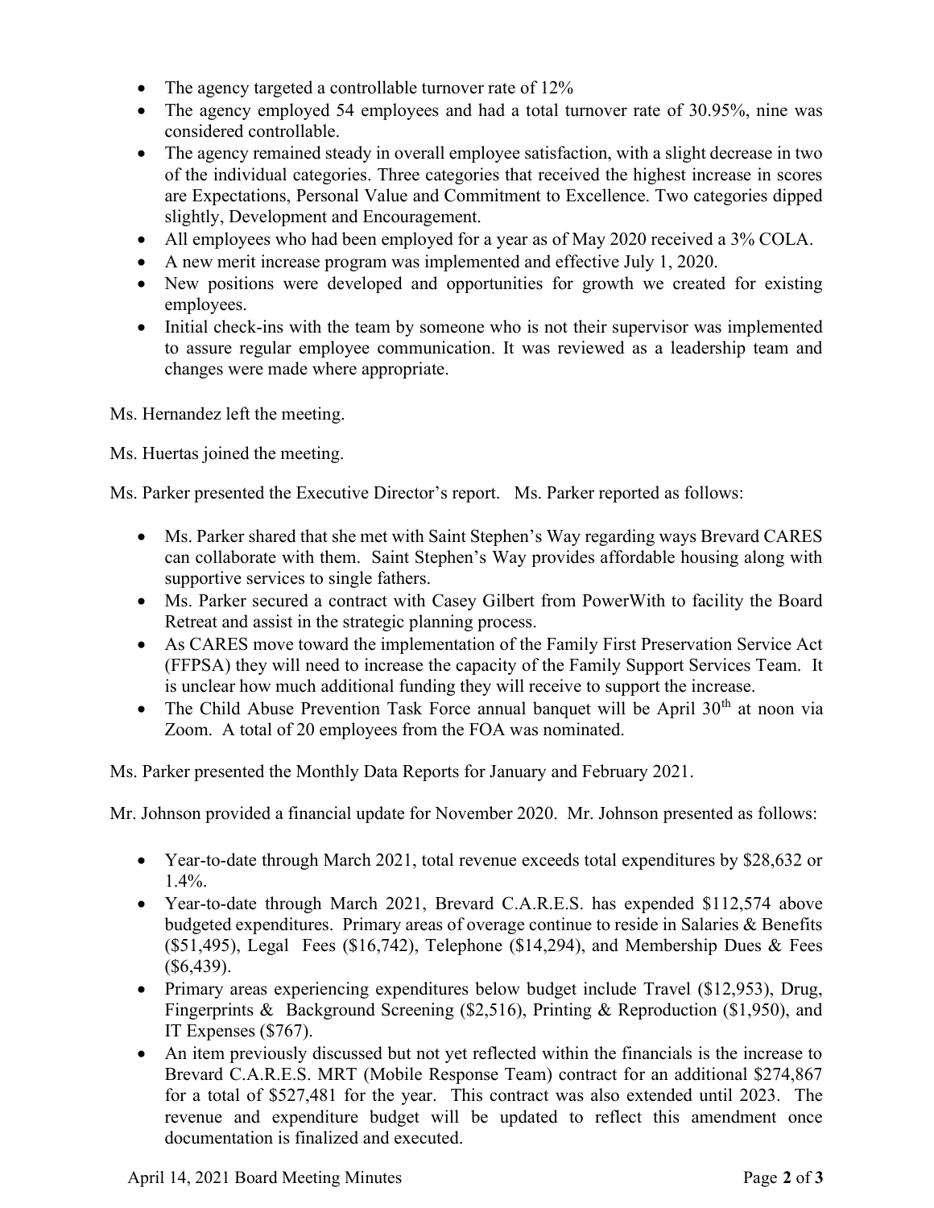- The agency targeted a controllable turnover rate of 12%
- The agency employed 54 employees and had a total turnover rate of 30.95%, nine was considered controllable.
- The agency remained steady in overall employee satisfaction, with a slight decrease in two of the individual categories. Three categories that received the highest increase in scores are Expectations, Personal Value and Commitment to Excellence. Two categories dipped slightly, Development and Encouragement.
- All employees who had been employed for a year as of May 2020 received a 3% COLA.
- A new merit increase program was implemented and effective July 1, 2020.
- New positions were developed and opportunities for growth we created for existing employees.
- Initial check-ins with the team by someone who is not their supervisor was implemented to assure regular employee communication. It was reviewed as a leadership team and changes were made where appropriate.

Ms. Hernandez left the meeting.

Ms. Huertas joined the meeting.

Ms. Parker presented the Executive Director's report. Ms. Parker reported as follows:

- Ms. Parker shared that she met with Saint Stephen's Way regarding ways Brevard CARES can collaborate with them. Saint Stephen's Way provides affordable housing along with supportive services to single fathers.
- Ms. Parker secured a contract with Casey Gilbert from PowerWith to facility the Board Retreat and assist in the strategic planning process.
- As CARES move toward the implementation of the Family First Preservation Service Act (FFPSA) they will need to increase the capacity of the Family Support Services Team. It is unclear how much additional funding they will receive to support the increase.
- The Child Abuse Prevention Task Force annual banquet will be April 30th at noon via Zoom. A total of 20 employees from the FOA was nominated.

Ms. Parker presented the Monthly Data Reports for January and February 2021.

Mr. Johnson provided a financial update for November 2020. Mr. Johnson presented as follows:

- Year-to-date through March 2021, total revenue exceeds total expenditures by $28,632 or 1.4%.
- Year-to-date through March 2021, Brevard C.A.R.E.S. has expended $112,574 above budgeted expenditures. Primary areas of overage continue to reside in Salaries & Benefits ($51,495), Legal Fees ($16,742), Telephone ($14,294), and Membership Dues & Fees ($6,439).
- Primary areas experiencing expenditures below budget include Travel ($12,953), Drug, Fingerprints & Background Screening ($2,516), Printing & Reproduction ($1,950), and IT Expenses ($767).
- An item previously discussed but not yet reflected within the financials is the increase to Brevard C.A.R.E.S. MRT (Mobile Response Team) contract for an additional $274,867 for a total of $527,481 for the year. This contract was also extended until 2023. The revenue and expenditure budget will be updated to reflect this amendment once documentation is finalized and executed.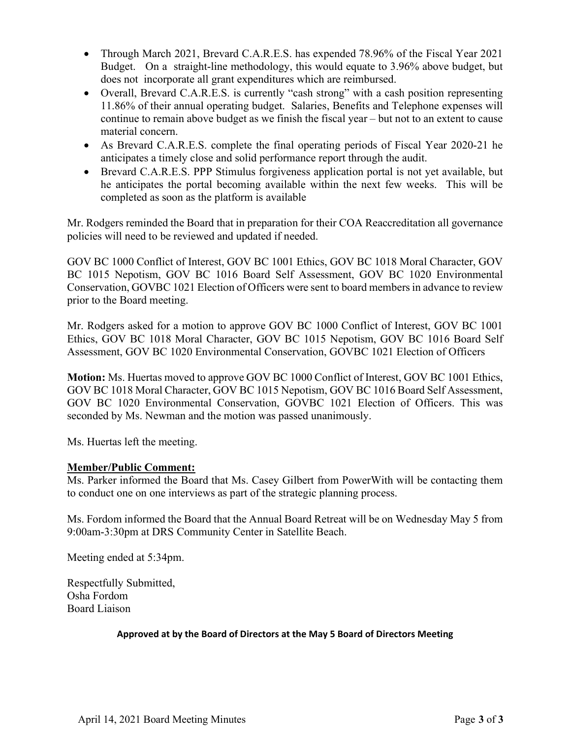- Through March 2021, Brevard C.A.R.E.S. has expended 78.96% of the Fiscal Year 2021 Budget. On a straight-line methodology, this would equate to 3.96% above budget, but does not incorporate all grant expenditures which are reimbursed.
- Overall, Brevard C.A.R.E.S. is currently "cash strong" with a cash position representing 11.86% of their annual operating budget. Salaries, Benefits and Telephone expenses will continue to remain above budget as we finish the fiscal year – but not to an extent to cause material concern.
- As Brevard C.A.R.E.S. complete the final operating periods of Fiscal Year 2020-21 he anticipates a timely close and solid performance report through the audit.
- Brevard C.A.R.E.S. PPP Stimulus forgiveness application portal is not yet available, but he anticipates the portal becoming available within the next few weeks. This will be completed as soon as the platform is available

Mr. Rodgers reminded the Board that in preparation for their COA Reaccreditation all governance policies will need to be reviewed and updated if needed.

GOV BC 1000 Conflict of Interest, GOV BC 1001 Ethics, GOV BC 1018 Moral Character, GOV BC 1015 Nepotism, GOV BC 1016 Board Self Assessment, GOV BC 1020 Environmental Conservation, GOVBC 1021 Election of Officers were sent to board members in advance to review prior to the Board meeting.

Mr. Rodgers asked for a motion to approve GOV BC 1000 Conflict of Interest, GOV BC 1001 Ethics, GOV BC 1018 Moral Character, GOV BC 1015 Nepotism, GOV BC 1016 Board Self Assessment, GOV BC 1020 Environmental Conservation, GOVBC 1021 Election of Officers

**Motion:** Ms. Huertas moved to approve GOV BC 1000 Conflict of Interest, GOV BC 1001 Ethics, GOV BC 1018 Moral Character, GOV BC 1015 Nepotism, GOV BC 1016 Board Self Assessment, GOV BC 1020 Environmental Conservation, GOVBC 1021 Election of Officers. This was seconded by Ms. Newman and the motion was passed unanimously.

Ms. Huertas left the meeting.

**Member/Public Comment:**

Ms. Parker informed the Board that Ms. Casey Gilbert from PowerWith will be contacting them to conduct one on one interviews as part of the strategic planning process.

Ms. Fordom informed the Board that the Annual Board Retreat will be on Wednesday May 5 from 9:00am-3:30pm at DRS Community Center in Satellite Beach.

Meeting ended at 5:34pm.

Respectfully Submitted,
Osha Fordom
Board Liaison

**Approved at by the Board of Directors at the May 5 Board of Directors Meeting**